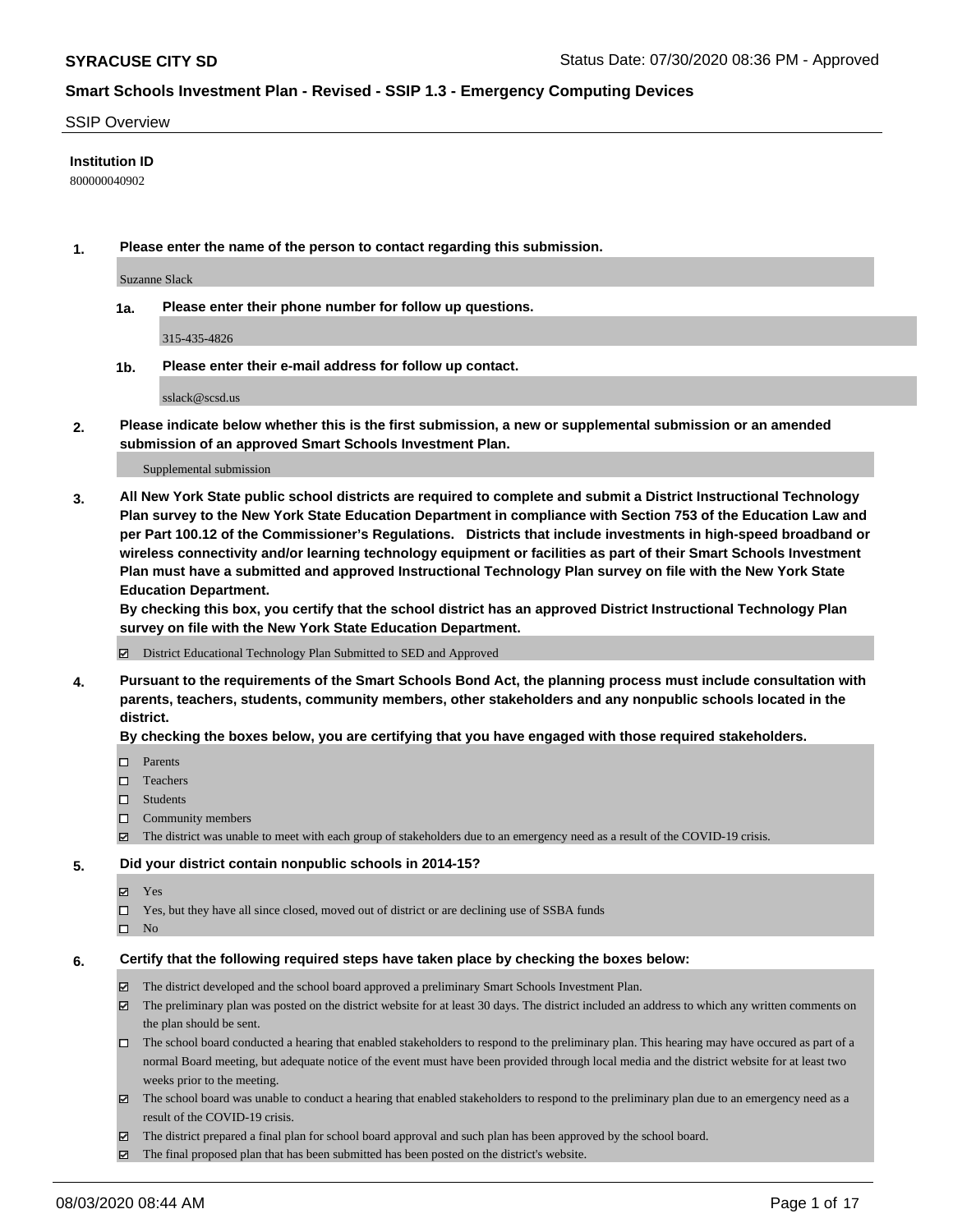**SYRACUSE CITY SD** Status Date: 07/30/2020 08:36 PM - Approved

**Smart Schools Investment Plan - Revised - SSIP 1.3 - Emergency Computing Devices**

SSIP Overview

**Institution ID**

800000040902

**1. Please enter the name of the person to contact regarding this submission.**

Suzanne Slack

**1a. Please enter their phone number for follow up questions.**

315-435-4826

**1b. Please enter their e-mail address for follow up contact.**

sslack@scsd.us

**2. Please indicate below whether this is the first submission, a new or supplemental submission or an amended submission of an approved Smart Schools Investment Plan.**

Supplemental submission

**3. All New York State public school districts are required to complete and submit a District Instructional Technology Plan survey to the New York State Education Department in compliance with Section 753 of the Education Law and per Part 100.12 of the Commissioner's Regulations. Districts that include investments in high-speed broadband or wireless connectivity and/or learning technology equipment or facilities as part of their Smart Schools Investment Plan must have a submitted and approved Instructional Technology Plan survey on file with the New York State Education Department.**
**By checking this box, you certify that the school district has an approved District Instructional Technology Plan survey on file with the New York State Education Department.**

- ☑ District Educational Technology Plan Submitted to SED and Approved

**4. Pursuant to the requirements of the Smart Schools Bond Act, the planning process must include consultation with parents, teachers, students, community members, other stakeholders and any nonpublic schools located in the district.**
**By checking the boxes below, you are certifying that you have engaged with those required stakeholders.**

- ☐ Parents
- ☐ Teachers
- ☐ Students
- ☐ Community members
- ☑ The district was unable to meet with each group of stakeholders due to an emergency need as a result of the COVID-19 crisis.

**5. Did your district contain nonpublic schools in 2014-15?**

- ☑ Yes
- ☐ Yes, but they have all since closed, moved out of district or are declining use of SSBA funds
- ☐ No

**6. Certify that the following required steps have taken place by checking the boxes below:**

- ☑ The district developed and the school board approved a preliminary Smart Schools Investment Plan.
- ☑ The preliminary plan was posted on the district website for at least 30 days. The district included an address to which any written comments on the plan should be sent.
- ☐ The school board conducted a hearing that enabled stakeholders to respond to the preliminary plan. This hearing may have occured as part of a normal Board meeting, but adequate notice of the event must have been provided through local media and the district website for at least two weeks prior to the meeting.
- ☑ The school board was unable to conduct a hearing that enabled stakeholders to respond to the preliminary plan due to an emergency need as a result of the COVID-19 crisis.
- ☑ The district prepared a final plan for school board approval and such plan has been approved by the school board.
- ☑ The final proposed plan that has been submitted has been posted on the district's website.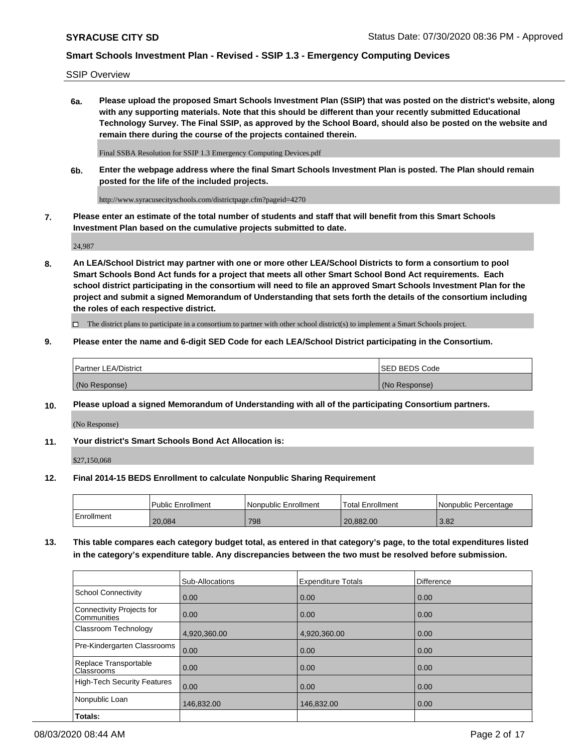SSIP Overview

**6a. Please upload the proposed Smart Schools Investment Plan (SSIP) that was posted on the district's website, along with any supporting materials. Note that this should be different than your recently submitted Educational Technology Survey. The Final SSIP, as approved by the School Board, should also be posted on the website and remain there during the course of the projects contained therein.**

Final SSBA Resolution for SSIP 1.3 Emergency Computing Devices.pdf

**6b. Enter the webpage address where the final Smart Schools Investment Plan is posted. The Plan should remain posted for the life of the included projects.**

http://www.syracusecityschools.com/districtpage.cfm?pageid=4270

**7. Please enter an estimate of the total number of students and staff that will benefit from this Smart Schools Investment Plan based on the cumulative projects submitted to date.**

24,987

**8. An LEA/School District may partner with one or more other LEA/School Districts to form a consortium to pool Smart Schools Bond Act funds for a project that meets all other Smart School Bond Act requirements. Each school district participating in the consortium will need to file an approved Smart Schools Investment Plan for the project and submit a signed Memorandum of Understanding that sets forth the details of the consortium including the roles of each respective district.**

☐ The district plans to participate in a consortium to partner with other school district(s) to implement a Smart Schools project.

**9. Please enter the name and 6-digit SED Code for each LEA/School District participating in the Consortium.**

| Partner LEA/District | SED BEDS Code |
|---|---|
| (No Response) | (No Response) |

**10. Please upload a signed Memorandum of Understanding with all of the participating Consortium partners.**

(No Response)

**11. Your district's Smart Schools Bond Act Allocation is:**

$27,150,068

**12. Final 2014-15 BEDS Enrollment to calculate Nonpublic Sharing Requirement**

| | Public Enrollment | Nonpublic Enrollment | Total Enrollment | Nonpublic Percentage |
|---|---|---|---|---|
| Enrollment | 20,084 | 798 | 20,882.00 | 3.82 |

**13. This table compares each category budget total, as entered in that category's page, to the total expenditures listed in the category's expenditure table. Any discrepancies between the two must be resolved before submission.**

| | Sub-Allocations | Expenditure Totals | Difference |
|---|---|---|---|
| School Connectivity | 0.00 | 0.00 | 0.00 |
| Connectivity Projects for Communities | 0.00 | 0.00 | 0.00 |
| Classroom Technology | 4,920,360.00 | 4,920,360.00 | 0.00 |
| Pre-Kindergarten Classrooms | 0.00 | 0.00 | 0.00 |
| Replace Transportable Classrooms | 0.00 | 0.00 | 0.00 |
| High-Tech Security Features | 0.00 | 0.00 | 0.00 |
| Nonpublic Loan | 146,832.00 | 146,832.00 | 0.00 |
| **Totals:** | | | |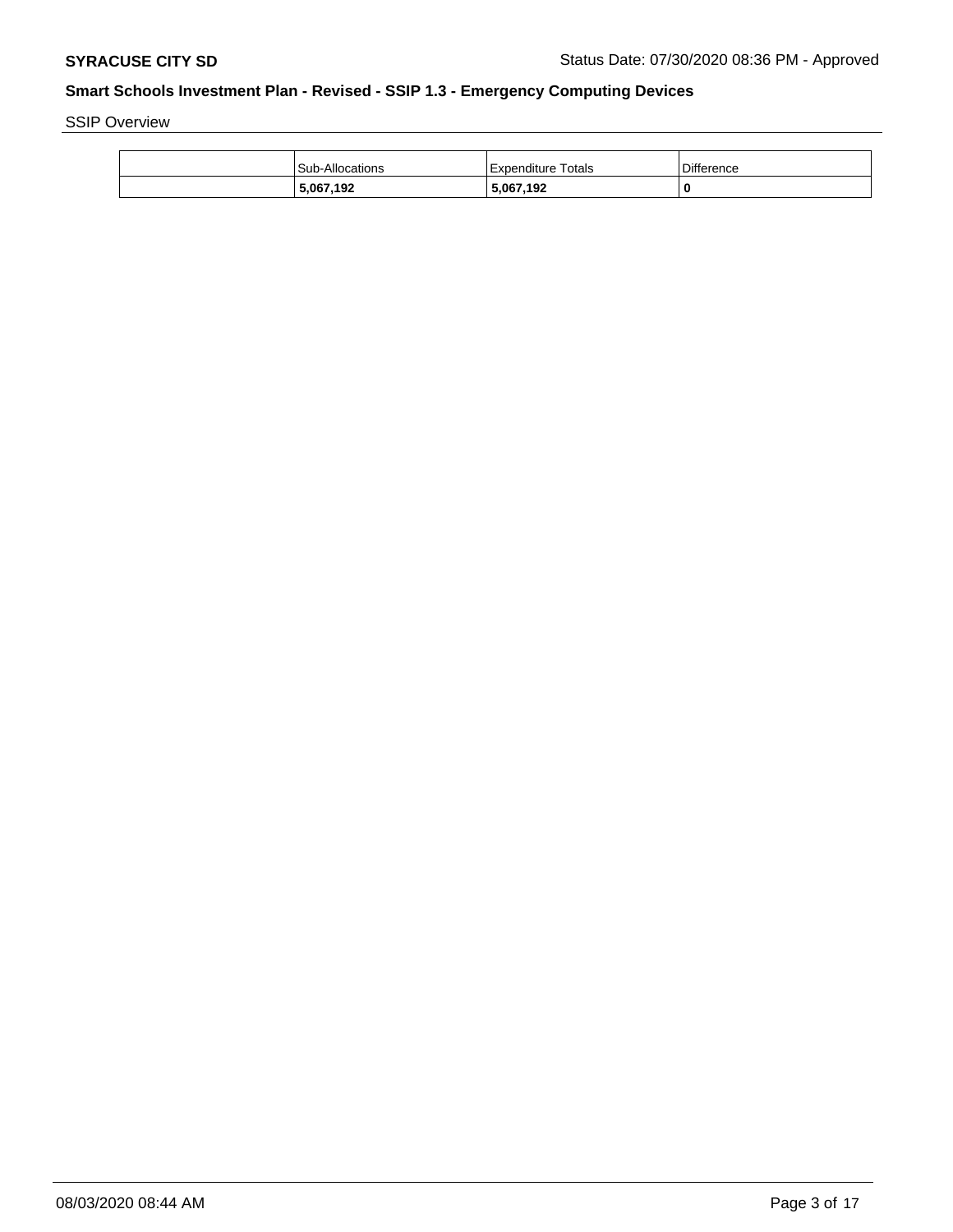## Smart Schools Investment Plan - Revised - SSIP 1.3 - Emergency Computing Devices

SSIP Overview

| | Sub-Allocations | Expenditure Totals | Difference |
|---|---|---|---|
| | **5,067,192** | **5,067,192** | **0** |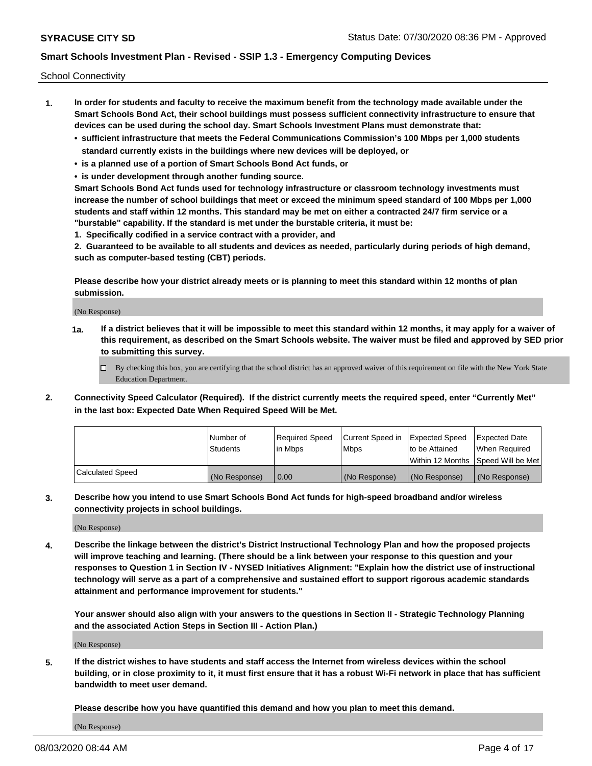School Connectivity

1. **In order for students and faculty to receive the maximum benefit from the technology made available under the Smart Schools Bond Act, their school buildings must possess sufficient connectivity infrastructure to ensure that devices can be used during the school day. Smart Schools Investment Plans must demonstrate that:**
   - **sufficient infrastructure that meets the Federal Communications Commission's 100 Mbps per 1,000 students standard currently exists in the buildings where new devices will be deployed, or**
   - **is a planned use of a portion of Smart Schools Bond Act funds, or**
   - **is under development through another funding source.**

   **Smart Schools Bond Act funds used for technology infrastructure or classroom technology investments must increase the number of school buildings that meet or exceed the minimum speed standard of 100 Mbps per 1,000 students and staff within 12 months. This standard may be met on either a contracted 24/7 firm service or a "burstable" capability. If the standard is met under the burstable criteria, it must be:**

   **1. Specifically codified in a service contract with a provider, and**

   **2. Guaranteed to be available to all students and devices as needed, particularly during periods of high demand, such as computer-based testing (CBT) periods.**

   **Please describe how your district already meets or is planning to meet this standard within 12 months of plan submission.**

   (No Response)

   **1a. If a district believes that it will be impossible to meet this standard within 12 months, it may apply for a waiver of this requirement, as described on the Smart Schools website. The waiver must be filed and approved by SED prior to submitting this survey.**

   ☐ By checking this box, you are certifying that the school district has an approved waiver of this requirement on file with the New York State Education Department.

2. **Connectivity Speed Calculator (Required). If the district currently meets the required speed, enter "Currently Met" in the last box: Expected Date When Required Speed Will be Met.**

| | Number of Students | Required Speed in Mbps | Current Speed in Mbps | Expected Speed to be Attained Within 12 Months | Expected Date When Required Speed Will be Met |
|---|---|---|---|---|---|
| Calculated Speed | (No Response) | 0.00 | (No Response) | (No Response) | (No Response) |

3. **Describe how you intend to use Smart Schools Bond Act funds for high-speed broadband and/or wireless connectivity projects in school buildings.**

   (No Response)

4. **Describe the linkage between the district's District Instructional Technology Plan and how the proposed projects will improve teaching and learning. (There should be a link between your response to this question and your responses to Question 1 in Section IV - NYSED Initiatives Alignment: "Explain how the district use of instructional technology will serve as a part of a comprehensive and sustained effort to support rigorous academic standards attainment and performance improvement for students."**

   **Your answer should also align with your answers to the questions in Section II - Strategic Technology Planning and the associated Action Steps in Section III - Action Plan.)**

   (No Response)

5. **If the district wishes to have students and staff access the Internet from wireless devices within the school building, or in close proximity to it, it must first ensure that it has a robust Wi-Fi network in place that has sufficient bandwidth to meet user demand.**

   **Please describe how you have quantified this demand and how you plan to meet this demand.**

   (No Response)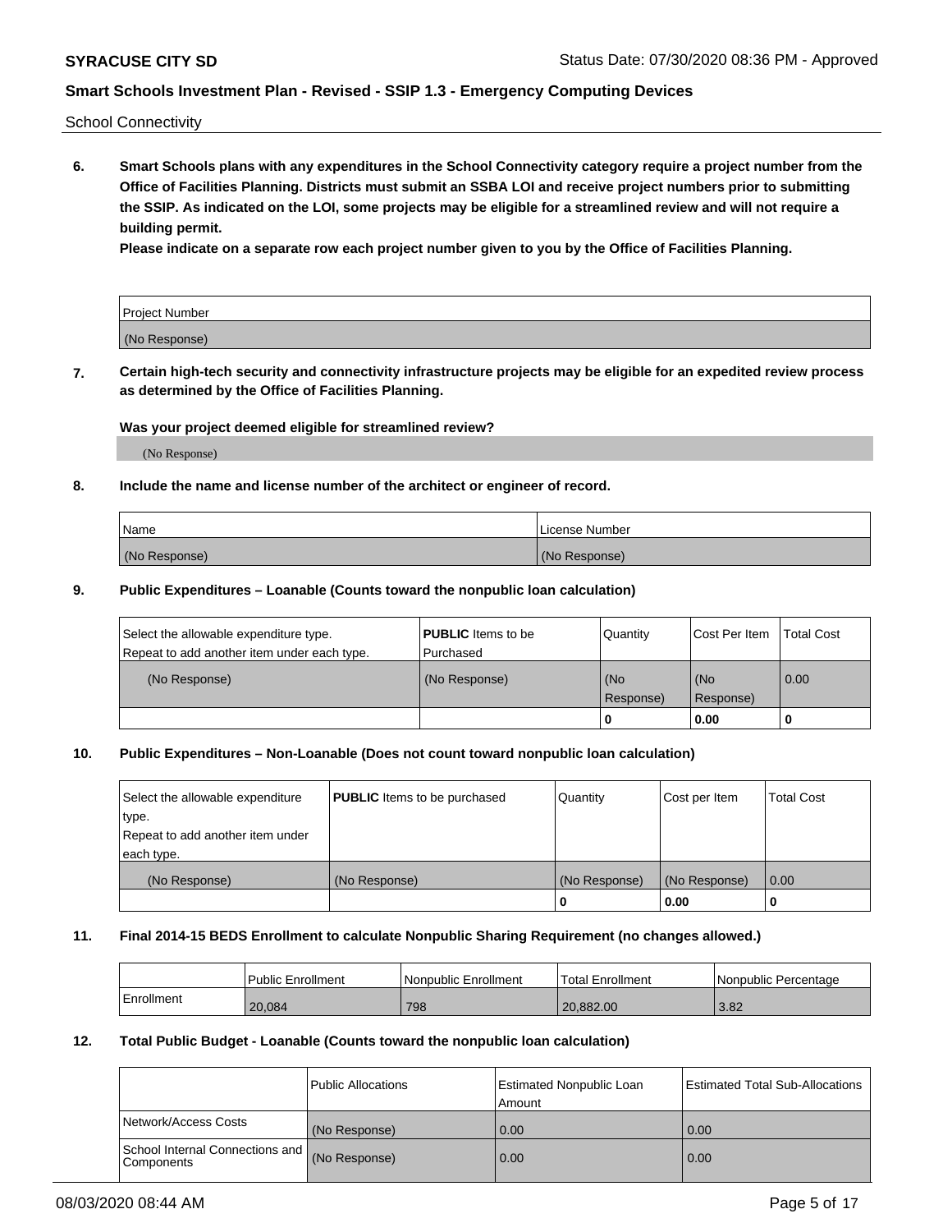School Connectivity

**6. Smart Schools plans with any expenditures in the School Connectivity category require a project number from the Office of Facilities Planning. Districts must submit an SSBA LOI and receive project numbers prior to submitting the SSIP. As indicated on the LOI, some projects may be eligible for a streamlined review and will not require a building permit.**

**Please indicate on a separate row each project number given to you by the Office of Facilities Planning.**

| Project Number |
|---|
| (No Response) |

**7. Certain high-tech security and connectivity infrastructure projects may be eligible for an expedited review process as determined by the Office of Facilities Planning.**

**Was your project deemed eligible for streamlined review?**

(No Response)

**8. Include the name and license number of the architect or engineer of record.**

| Name | License Number |
|---|---|
| (No Response) | (No Response) |

**9. Public Expenditures – Loanable (Counts toward the nonpublic loan calculation)**

| Select the allowable expenditure type. Repeat to add another item under each type. | **PUBLIC** Items to be Purchased | Quantity | Cost Per Item | Total Cost |
|---|---|---|---|---|
| (No Response) | (No Response) | (No Response) | (No Response) | 0.00 |
| | | 0 | 0.00 | 0 |

**10. Public Expenditures – Non-Loanable (Does not count toward nonpublic loan calculation)**

| Select the allowable expenditure type. Repeat to add another item under each type. | **PUBLIC** Items to be purchased | Quantity | Cost per Item | Total Cost |
|---|---|---|---|---|
| (No Response) | (No Response) | (No Response) | (No Response) | 0.00 |
| | | 0 | 0.00 | 0 |

**11. Final 2014-15 BEDS Enrollment to calculate Nonpublic Sharing Requirement (no changes allowed.)**

| | Public Enrollment | Nonpublic Enrollment | Total Enrollment | Nonpublic Percentage |
|---|---|---|---|---|
| Enrollment | 20,084 | 798 | 20,882.00 | 3.82 |

**12. Total Public Budget - Loanable (Counts toward the nonpublic loan calculation)**

| | Public Allocations | Estimated Nonpublic Loan Amount | Estimated Total Sub-Allocations |
|---|---|---|---|
| Network/Access Costs | (No Response) | 0.00 | 0.00 |
| School Internal Connections and Components | (No Response) | 0.00 | 0.00 |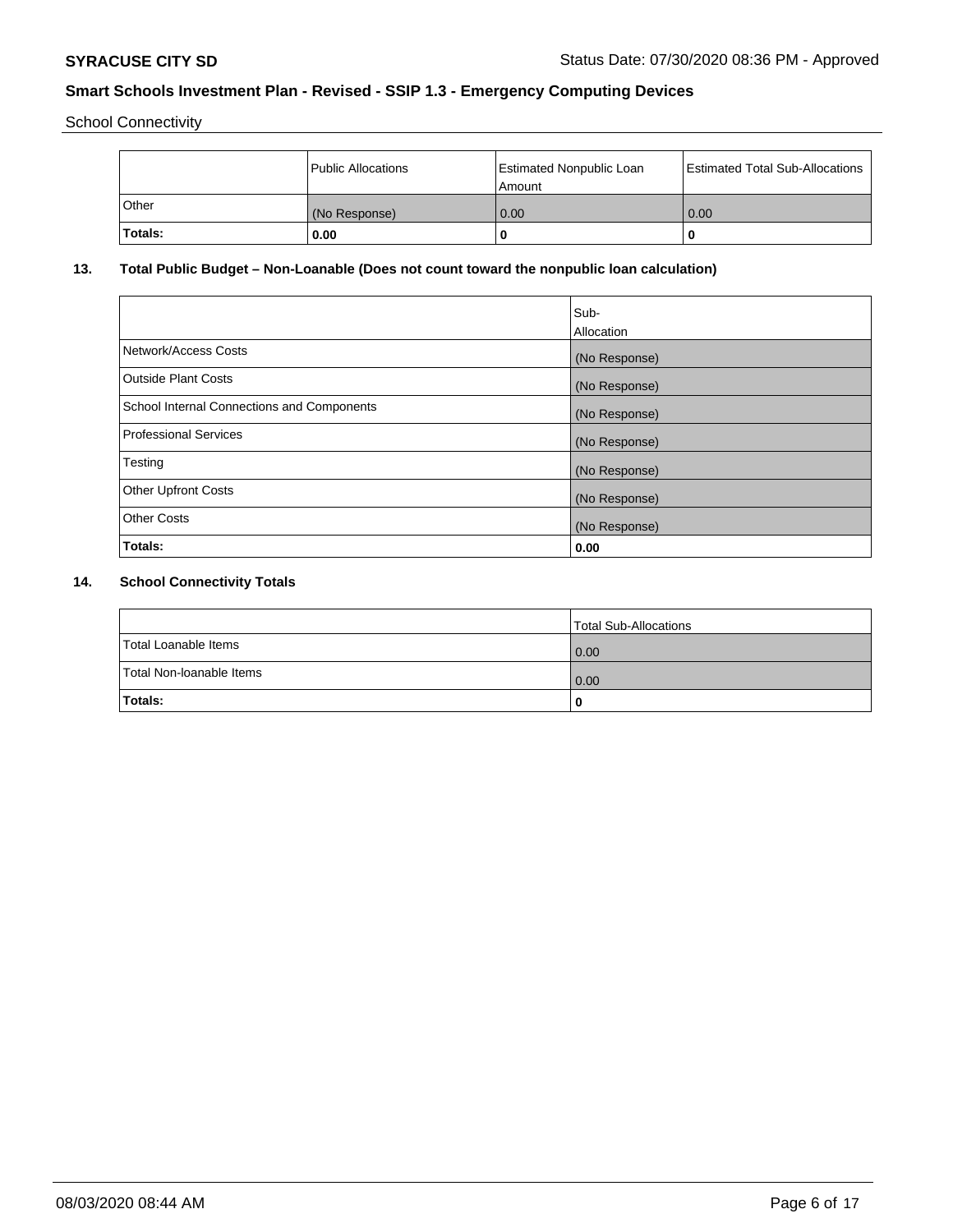School Connectivity

| | Public Allocations | Estimated Nonpublic Loan Amount | Estimated Total Sub-Allocations |
|---|---|---|---|
| Other | (No Response) | 0.00 | 0.00 |
| **Totals:** | **0.00** | **0** | **0** |

## 13. Total Public Budget – Non-Loanable (Does not count toward the nonpublic loan calculation)

| | Sub-Allocation |
|---|---|
| Network/Access Costs | (No Response) |
| Outside Plant Costs | (No Response) |
| School Internal Connections and Components | (No Response) |
| Professional Services | (No Response) |
| Testing | (No Response) |
| Other Upfront Costs | (No Response) |
| Other Costs | (No Response) |
| **Totals:** | **0.00** |

## 14. School Connectivity Totals

| | Total Sub-Allocations |
|---|---|
| Total Loanable Items | 0.00 |
| Total Non-loanable Items | 0.00 |
| **Totals:** | **0** |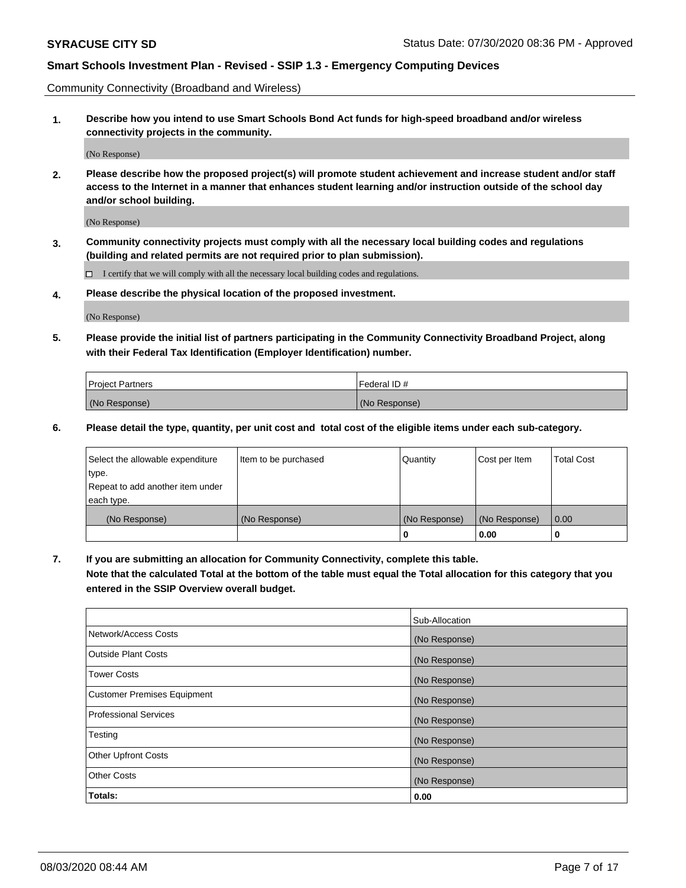Community Connectivity (Broadband and Wireless)

**1. Describe how you intend to use Smart Schools Bond Act funds for high-speed broadband and/or wireless connectivity projects in the community.**

(No Response)

**2. Please describe how the proposed project(s) will promote student achievement and increase student and/or staff access to the Internet in a manner that enhances student learning and/or instruction outside of the school day and/or school building.**

(No Response)

**3. Community connectivity projects must comply with all the necessary local building codes and regulations (building and related permits are not required prior to plan submission).**

☐ I certify that we will comply with all the necessary local building codes and regulations.

**4. Please describe the physical location of the proposed investment.**

(No Response)

**5. Please provide the initial list of partners participating in the Community Connectivity Broadband Project, along with their Federal Tax Identification (Employer Identification) number.**

| Project Partners | Federal ID # |
|---|---|
| (No Response) | (No Response) |

**6. Please detail the type, quantity, per unit cost and total cost of the eligible items under each sub-category.**

| Select the allowable expenditure type. Repeat to add another item under each type. | Item to be purchased | Quantity | Cost per Item | Total Cost |
|---|---|---|---|---|
| (No Response) | (No Response) | (No Response) | (No Response) | 0.00 |
| | | **0** | **0.00** | **0** |

**7. If you are submitting an allocation for Community Connectivity, complete this table. Note that the calculated Total at the bottom of the table must equal the Total allocation for this category that you entered in the SSIP Overview overall budget.**

| | Sub-Allocation |
|---|---|
| Network/Access Costs | (No Response) |
| Outside Plant Costs | (No Response) |
| Tower Costs | (No Response) |
| Customer Premises Equipment | (No Response) |
| Professional Services | (No Response) |
| Testing | (No Response) |
| Other Upfront Costs | (No Response) |
| Other Costs | (No Response) |
| **Totals:** | **0.00** |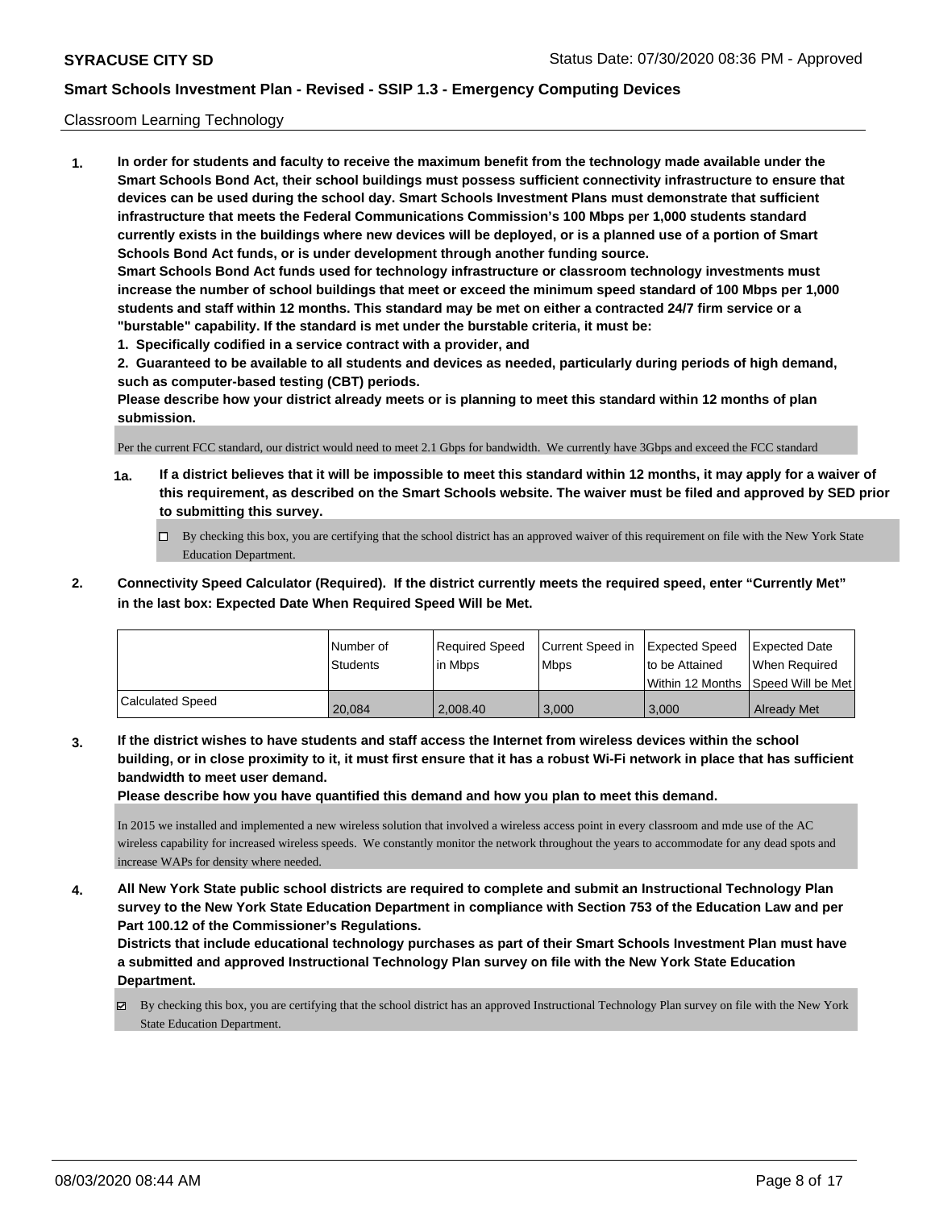Classroom Learning Technology

1. **In order for students and faculty to receive the maximum benefit from the technology made available under the Smart Schools Bond Act, their school buildings must possess sufficient connectivity infrastructure to ensure that devices can be used during the school day. Smart Schools Investment Plans must demonstrate that sufficient infrastructure that meets the Federal Communications Commission's 100 Mbps per 1,000 students standard currently exists in the buildings where new devices will be deployed, or is a planned use of a portion of Smart Schools Bond Act funds, or is under development through another funding source.**

   **Smart Schools Bond Act funds used for technology infrastructure or classroom technology investments must increase the number of school buildings that meet or exceed the minimum speed standard of 100 Mbps per 1,000 students and staff within 12 months. This standard may be met on either a contracted 24/7 firm service or a "burstable" capability. If the standard is met under the burstable criteria, it must be:**

   **1. Specifically codified in a service contract with a provider, and**

   **2. Guaranteed to be available to all students and devices as needed, particularly during periods of high demand, such as computer-based testing (CBT) periods.**

   **Please describe how your district already meets or is planning to meet this standard within 12 months of plan submission.**

   Per the current FCC standard, our district would need to meet 2.1 Gbps for bandwidth. We currently have 3Gbps and exceed the FCC standard

   1a. **If a district believes that it will be impossible to meet this standard within 12 months, it may apply for a waiver of this requirement, as described on the Smart Schools website. The waiver must be filed and approved by SED prior to submitting this survey.**

   - ☐ By checking this box, you are certifying that the school district has an approved waiver of this requirement on file with the New York State Education Department.

2. **Connectivity Speed Calculator (Required). If the district currently meets the required speed, enter "Currently Met" in the last box: Expected Date When Required Speed Will be Met.**

| | Number of Students | Required Speed in Mbps | Current Speed in Mbps | Expected Speed to be Attained Within 12 Months | Expected Date When Required Speed Will be Met |
|---|---|---|---|---|---|
| Calculated Speed | 20,084 | 2,008.40 | 3,000 | 3,000 | Already Met |

3. **If the district wishes to have students and staff access the Internet from wireless devices within the school building, or in close proximity to it, it must first ensure that it has a robust Wi-Fi network in place that has sufficient bandwidth to meet user demand.**

   **Please describe how you have quantified this demand and how you plan to meet this demand.**

   In 2015 we installed and implemented a new wireless solution that involved a wireless access point in every classroom and mde use of the AC wireless capability for increased wireless speeds. We constantly monitor the network throughout the years to accommodate for any dead spots and increase WAPs for density where needed.

4. **All New York State public school districts are required to complete and submit an Instructional Technology Plan survey to the New York State Education Department in compliance with Section 753 of the Education Law and per Part 100.12 of the Commissioner's Regulations.**

   **Districts that include educational technology purchases as part of their Smart Schools Investment Plan must have a submitted and approved Instructional Technology Plan survey on file with the New York State Education Department.**

   - ☑ By checking this box, you are certifying that the school district has an approved Instructional Technology Plan survey on file with the New York State Education Department.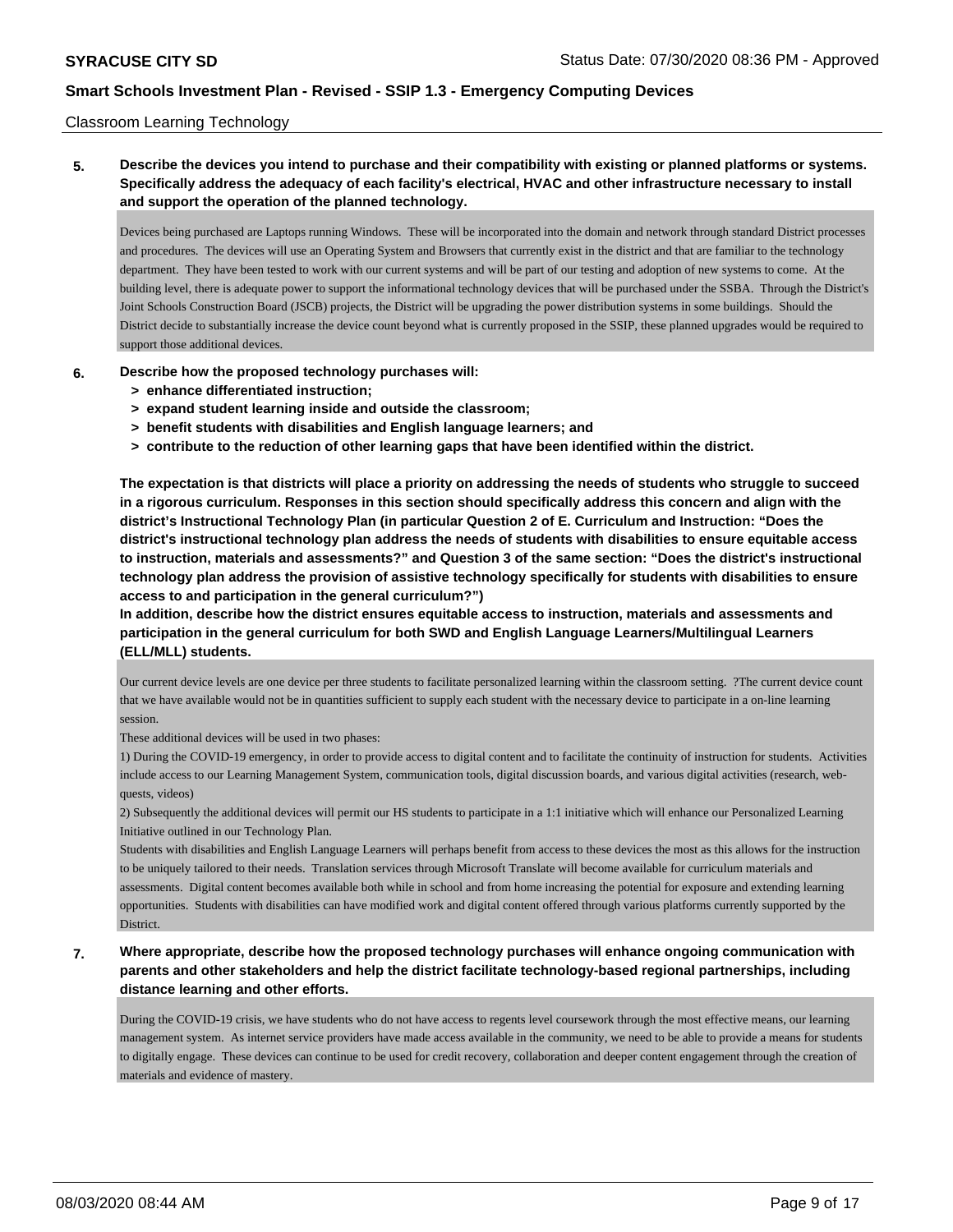Classroom Learning Technology

**5. Describe the devices you intend to purchase and their compatibility with existing or planned platforms or systems. Specifically address the adequacy of each facility's electrical, HVAC and other infrastructure necessary to install and support the operation of the planned technology.**

Devices being purchased are Laptops running Windows. These will be incorporated into the domain and network through standard District processes and procedures. The devices will use an Operating System and Browsers that currently exist in the district and that are familiar to the technology department. They have been tested to work with our current systems and will be part of our testing and adoption of new systems to come. At the building level, there is adequate power to support the informational technology devices that will be purchased under the SSBA. Through the District's Joint Schools Construction Board (JSCB) projects, the District will be upgrading the power distribution systems in some buildings. Should the District decide to substantially increase the device count beyond what is currently proposed in the SSIP, these planned upgrades would be required to support those additional devices.

**6. Describe how the proposed technology purchases will:**
- **> enhance differentiated instruction;**
- **> expand student learning inside and outside the classroom;**
- **> benefit students with disabilities and English language learners; and**
- **> contribute to the reduction of other learning gaps that have been identified within the district.**

**The expectation is that districts will place a priority on addressing the needs of students who struggle to succeed in a rigorous curriculum. Responses in this section should specifically address this concern and align with the district's Instructional Technology Plan (in particular Question 2 of E. Curriculum and Instruction: "Does the district's instructional technology plan address the needs of students with disabilities to ensure equitable access to instruction, materials and assessments?" and Question 3 of the same section: "Does the district's instructional technology plan address the provision of assistive technology specifically for students with disabilities to ensure access to and participation in the general curriculum?")**
**In addition, describe how the district ensures equitable access to instruction, materials and assessments and participation in the general curriculum for both SWD and English Language Learners/Multilingual Learners (ELL/MLL) students.**

Our current device levels are one device per three students to facilitate personalized learning within the classroom setting. ?The current device count that we have available would not be in quantities sufficient to supply each student with the necessary device to participate in a on-line learning session.
These additional devices will be used in two phases:
1) During the COVID-19 emergency, in order to provide access to digital content and to facilitate the continuity of instruction for students. Activities include access to our Learning Management System, communication tools, digital discussion boards, and various digital activities (research, web-quests, videos)
2) Subsequently the additional devices will permit our HS students to participate in a 1:1 initiative which will enhance our Personalized Learning Initiative outlined in our Technology Plan.
Students with disabilities and English Language Learners will perhaps benefit from access to these devices the most as this allows for the instruction to be uniquely tailored to their needs. Translation services through Microsoft Translate will become available for curriculum materials and assessments. Digital content becomes available both while in school and from home increasing the potential for exposure and extending learning opportunities. Students with disabilities can have modified work and digital content offered through various platforms currently supported by the District.

**7. Where appropriate, describe how the proposed technology purchases will enhance ongoing communication with parents and other stakeholders and help the district facilitate technology-based regional partnerships, including distance learning and other efforts.**

During the COVID-19 crisis, we have students who do not have access to regents level coursework through the most effective means, our learning management system. As internet service providers have made access available in the community, we need to be able to provide a means for students to digitally engage. These devices can continue to be used for credit recovery, collaboration and deeper content engagement through the creation of materials and evidence of mastery.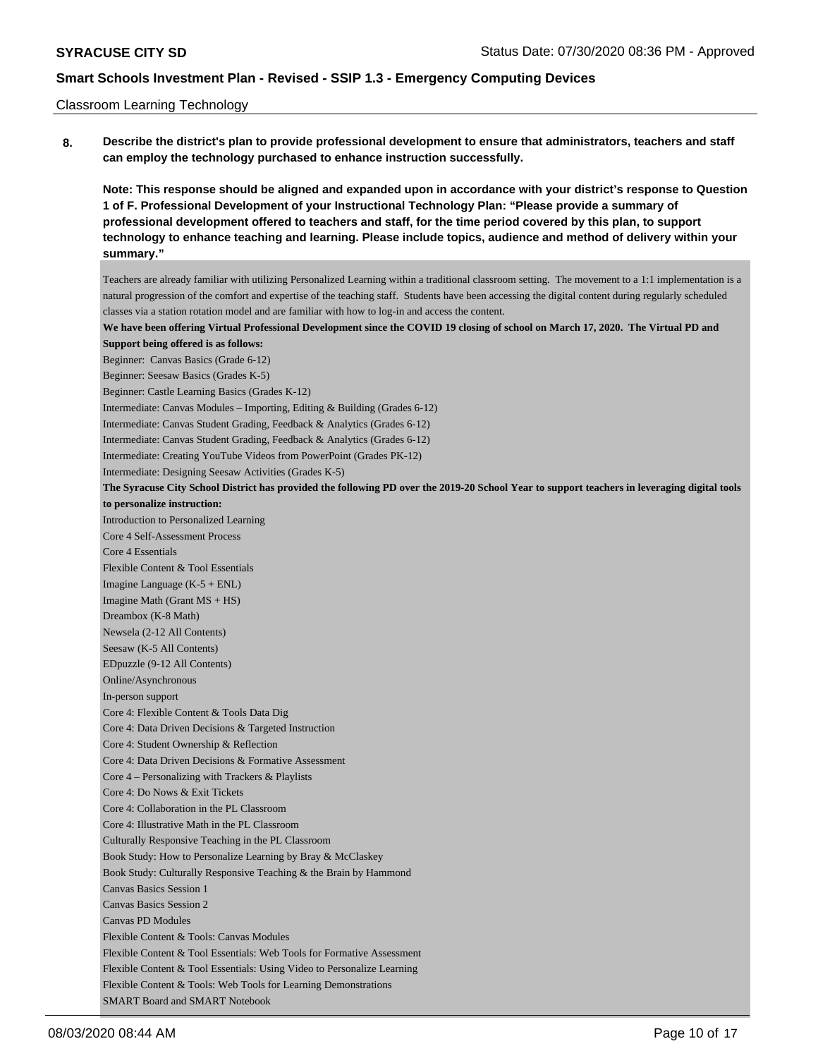Classroom Learning Technology

**8. Describe the district's plan to provide professional development to ensure that administrators, teachers and staff can employ the technology purchased to enhance instruction successfully.**

**Note: This response should be aligned and expanded upon in accordance with your district's response to Question 1 of F. Professional Development of your Instructional Technology Plan: "Please provide a summary of professional development offered to teachers and staff, for the time period covered by this plan, to support technology to enhance teaching and learning. Please include topics, audience and method of delivery within your summary."**

Teachers are already familiar with utilizing Personalized Learning within a traditional classroom setting. The movement to a 1:1 implementation is a natural progression of the comfort and expertise of the teaching staff. Students have been accessing the digital content during regularly scheduled classes via a station rotation model and are familiar with how to log-in and access the content.

**We have been offering Virtual Professional Development since the COVID 19 closing of school on March 17, 2020. The Virtual PD and Support being offered is as follows:**

Beginner: Canvas Basics (Grade 6-12)
Beginner: Seesaw Basics (Grades K-5)
Beginner: Castle Learning Basics (Grades K-12)
Intermediate: Canvas Modules – Importing, Editing & Building (Grades 6-12)
Intermediate: Canvas Student Grading, Feedback & Analytics (Grades 6-12)
Intermediate: Canvas Student Grading, Feedback & Analytics (Grades 6-12)
Intermediate: Creating YouTube Videos from PowerPoint (Grades PK-12)
Intermediate: Designing Seesaw Activities (Grades K-5)

**The Syracuse City School District has provided the following PD over the 2019-20 School Year to support teachers in leveraging digital tools to personalize instruction:**

Introduction to Personalized Learning
Core 4 Self-Assessment Process
Core 4 Essentials
Flexible Content & Tool Essentials
Imagine Language (K-5 + ENL)
Imagine Math (Grant MS + HS)
Dreambox (K-8 Math)
Newsela (2-12 All Contents)
Seesaw (K-5 All Contents)
EDpuzzle (9-12 All Contents)
Online/Asynchronous
In-person support
Core 4: Flexible Content & Tools Data Dig
Core 4: Data Driven Decisions & Targeted Instruction
Core 4: Student Ownership & Reflection
Core 4: Data Driven Decisions & Formative Assessment
Core 4 – Personalizing with Trackers & Playlists
Core 4: Do Nows & Exit Tickets
Core 4: Collaboration in the PL Classroom
Core 4: Illustrative Math in the PL Classroom
Culturally Responsive Teaching in the PL Classroom
Book Study: How to Personalize Learning by Bray & McClaskey
Book Study: Culturally Responsive Teaching & the Brain by Hammond
Canvas Basics Session 1
Canvas Basics Session 2
Canvas PD Modules
Flexible Content & Tools: Canvas Modules
Flexible Content & Tool Essentials: Web Tools for Formative Assessment
Flexible Content & Tool Essentials: Using Video to Personalize Learning
Flexible Content & Tools: Web Tools for Learning Demonstrations
SMART Board and SMART Notebook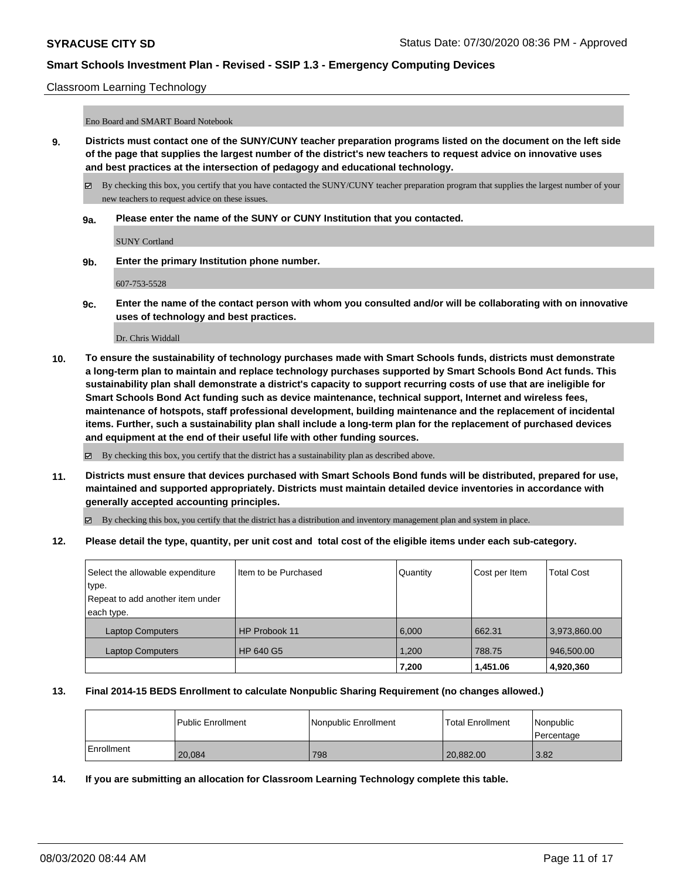Classroom Learning Technology

Eno Board and SMART Board Notebook

**9. Districts must contact one of the SUNY/CUNY teacher preparation programs listed on the document on the left side of the page that supplies the largest number of the district's new teachers to request advice on innovative uses and best practices at the intersection of pedagogy and educational technology.**

☑ By checking this box, you certify that you have contacted the SUNY/CUNY teacher preparation program that supplies the largest number of your new teachers to request advice on these issues.

**9a. Please enter the name of the SUNY or CUNY Institution that you contacted.**

SUNY Cortland

**9b. Enter the primary Institution phone number.**

607-753-5528

**9c. Enter the name of the contact person with whom you consulted and/or will be collaborating with on innovative uses of technology and best practices.**

Dr. Chris Widdall

**10. To ensure the sustainability of technology purchases made with Smart Schools funds, districts must demonstrate a long-term plan to maintain and replace technology purchases supported by Smart Schools Bond Act funds. This sustainability plan shall demonstrate a district's capacity to support recurring costs of use that are ineligible for Smart Schools Bond Act funding such as device maintenance, technical support, Internet and wireless fees, maintenance of hotspots, staff professional development, building maintenance and the replacement of incidental items. Further, such a sustainability plan shall include a long-term plan for the replacement of purchased devices and equipment at the end of their useful life with other funding sources.**

☑ By checking this box, you certify that the district has a sustainability plan as described above.

**11. Districts must ensure that devices purchased with Smart Schools Bond funds will be distributed, prepared for use, maintained and supported appropriately. Districts must maintain detailed device inventories in accordance with generally accepted accounting principles.**

☑ By checking this box, you certify that the district has a distribution and inventory management plan and system in place.

**12. Please detail the type, quantity, per unit cost and total cost of the eligible items under each sub-category.**

| Select the allowable expenditure type. Repeat to add another item under each type. | Item to be Purchased | Quantity | Cost per Item | Total Cost |
|---|---|---|---|---|
| Laptop Computers | HP Probook 11 | 6,000 | 662.31 | 3,973,860.00 |
| Laptop Computers | HP 640 G5 | 1,200 | 788.75 | 946,500.00 |
| | | **7,200** | **1,451.06** | **4,920,360** |

**13. Final 2014-15 BEDS Enrollment to calculate Nonpublic Sharing Requirement (no changes allowed.)**

| | Public Enrollment | Nonpublic Enrollment | Total Enrollment | Nonpublic Percentage |
|---|---|---|---|---|
| Enrollment | 20,084 | 798 | 20,882.00 | 3.82 |

**14. If you are submitting an allocation for Classroom Learning Technology complete this table.**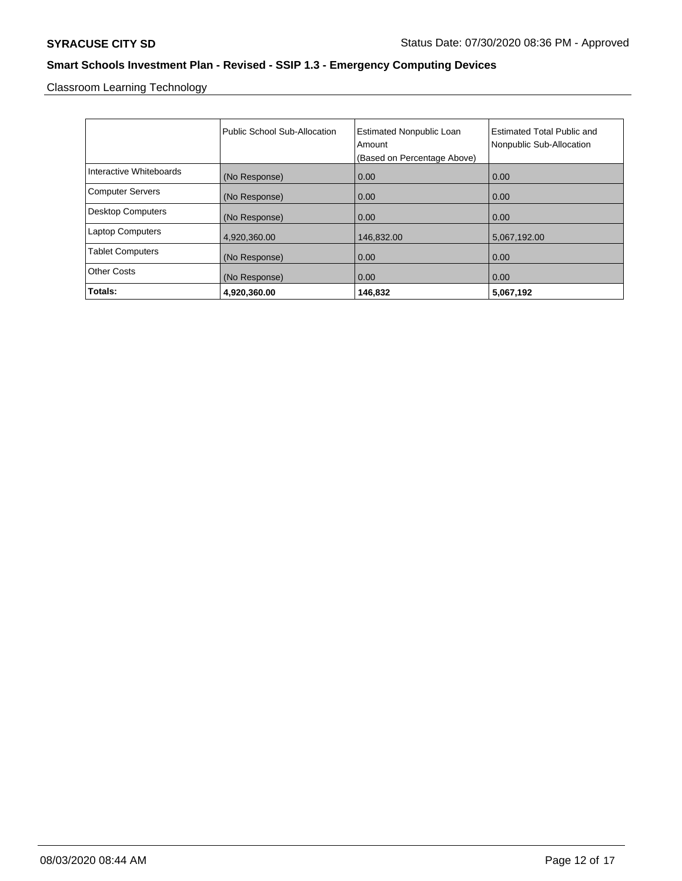**SYRACUSE CITY SD** Status Date: 07/30/2020 08:36 PM - Approved

## Smart Schools Investment Plan - Revised - SSIP 1.3 - Emergency Computing Devices

Classroom Learning Technology

| | Public School Sub-Allocation | Estimated Nonpublic Loan Amount (Based on Percentage Above) | Estimated Total Public and Nonpublic Sub-Allocation |
|---|---|---|---|
| Interactive Whiteboards | (No Response) | 0.00 | 0.00 |
| Computer Servers | (No Response) | 0.00 | 0.00 |
| Desktop Computers | (No Response) | 0.00 | 0.00 |
| Laptop Computers | 4,920,360.00 | 146,832.00 | 5,067,192.00 |
| Tablet Computers | (No Response) | 0.00 | 0.00 |
| Other Costs | (No Response) | 0.00 | 0.00 |
| **Totals:** | **4,920,360.00** | **146,832** | **5,067,192** |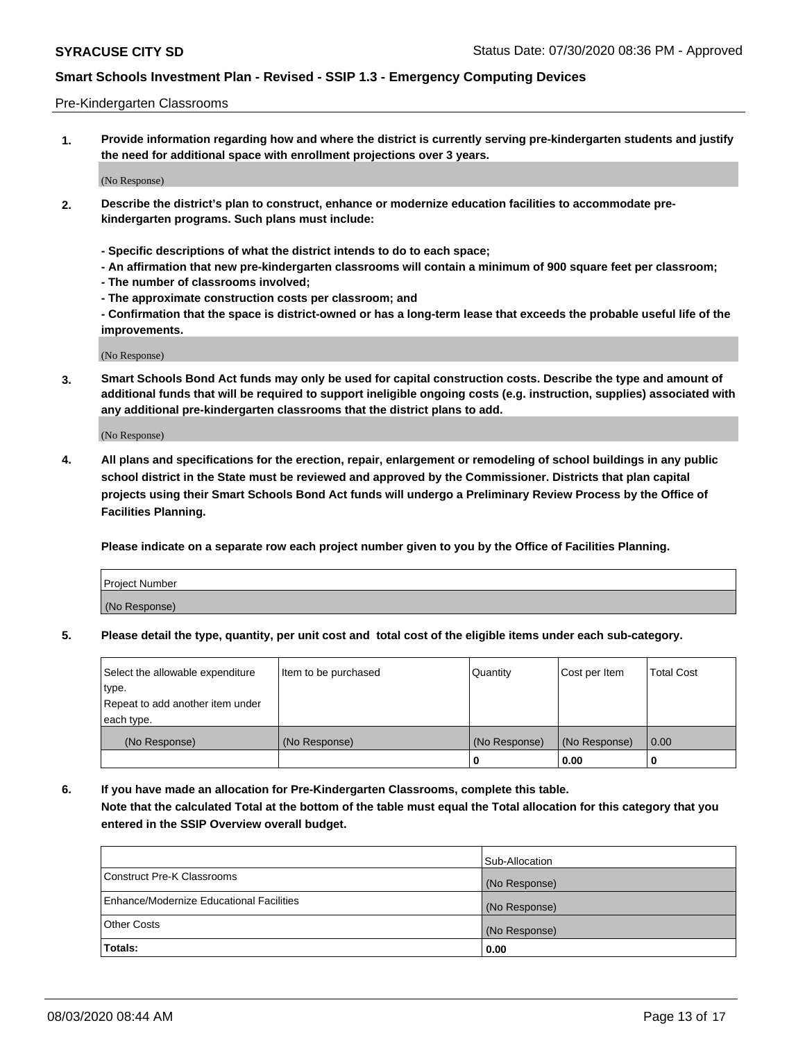Pre-Kindergarten Classrooms

**1. Provide information regarding how and where the district is currently serving pre-kindergarten students and justify the need for additional space with enrollment projections over 3 years.**

(No Response)

**2. Describe the district's plan to construct, enhance or modernize education facilities to accommodate pre-kindergarten programs. Such plans must include:**

**- Specific descriptions of what the district intends to do to each space;**
**- An affirmation that new pre-kindergarten classrooms will contain a minimum of 900 square feet per classroom;**
**- The number of classrooms involved;**
**- The approximate construction costs per classroom; and**
**- Confirmation that the space is district-owned or has a long-term lease that exceeds the probable useful life of the improvements.**

(No Response)

**3. Smart Schools Bond Act funds may only be used for capital construction costs. Describe the type and amount of additional funds that will be required to support ineligible ongoing costs (e.g. instruction, supplies) associated with any additional pre-kindergarten classrooms that the district plans to add.**

(No Response)

**4. All plans and specifications for the erection, repair, enlargement or remodeling of school buildings in any public school district in the State must be reviewed and approved by the Commissioner. Districts that plan capital projects using their Smart Schools Bond Act funds will undergo a Preliminary Review Process by the Office of Facilities Planning.**

**Please indicate on a separate row each project number given to you by the Office of Facilities Planning.**

| Project Number |
|---|
| (No Response) |

**5. Please detail the type, quantity, per unit cost and total cost of the eligible items under each sub-category.**

| Select the allowable expenditure type. Repeat to add another item under each type. | Item to be purchased | Quantity | Cost per Item | Total Cost |
|---|---|---|---|---|
| (No Response) | (No Response) | (No Response) | (No Response) | 0.00 |
| | | 0 | 0.00 | 0 |

**6. If you have made an allocation for Pre-Kindergarten Classrooms, complete this table. Note that the calculated Total at the bottom of the table must equal the Total allocation for this category that you entered in the SSIP Overview overall budget.**

| | Sub-Allocation |
|---|---|
| Construct Pre-K Classrooms | (No Response) |
| Enhance/Modernize Educational Facilities | (No Response) |
| Other Costs | (No Response) |
| **Totals:** | 0.00 |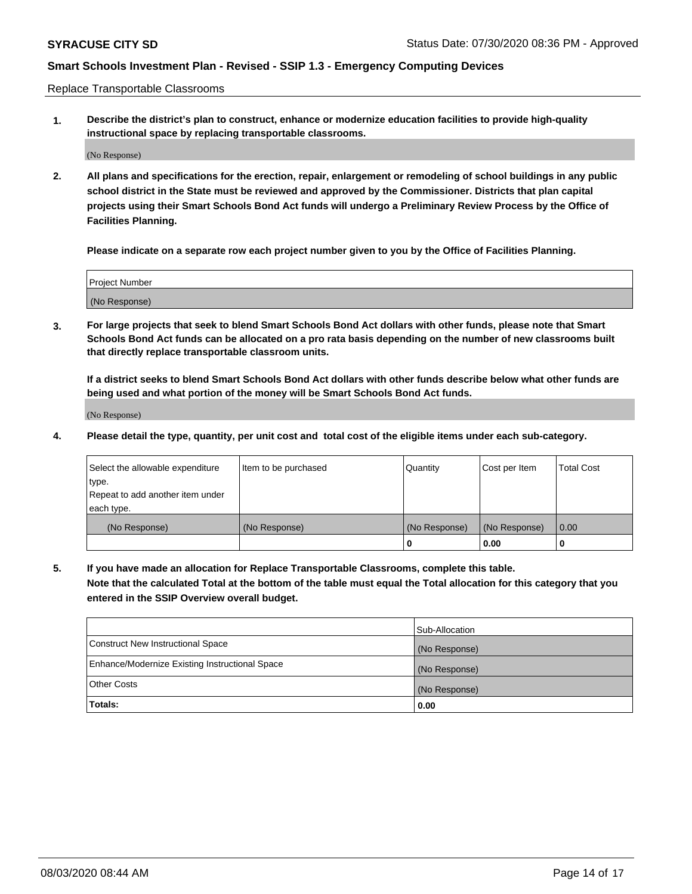Replace Transportable Classrooms

1. **Describe the district's plan to construct, enhance or modernize education facilities to provide high-quality instructional space by replacing transportable classrooms.**

(No Response)

2. **All plans and specifications for the erection, repair, enlargement or remodeling of school buildings in any public school district in the State must be reviewed and approved by the Commissioner. Districts that plan capital projects using their Smart Schools Bond Act funds will undergo a Preliminary Review Process by the Office of Facilities Planning.**

**Please indicate on a separate row each project number given to you by the Office of Facilities Planning.**

| Project Number |
|---|
| (No Response) |

3. **For large projects that seek to blend Smart Schools Bond Act dollars with other funds, please note that Smart Schools Bond Act funds can be allocated on a pro rata basis depending on the number of new classrooms built that directly replace transportable classroom units.**

**If a district seeks to blend Smart Schools Bond Act dollars with other funds describe below what other funds are being used and what portion of the money will be Smart Schools Bond Act funds.**

(No Response)

4. **Please detail the type, quantity, per unit cost and total cost of the eligible items under each sub-category.**

| Select the allowable expenditure type. Repeat to add another item under each type. | Item to be purchased | Quantity | Cost per Item | Total Cost |
|---|---|---|---|---|
| (No Response) | (No Response) | (No Response) | (No Response) | 0.00 |
| | | 0 | 0.00 | 0 |

5. **If you have made an allocation for Replace Transportable Classrooms, complete this table. Note that the calculated Total at the bottom of the table must equal the Total allocation for this category that you entered in the SSIP Overview overall budget.**

| | Sub-Allocation |
|---|---|
| Construct New Instructional Space | (No Response) |
| Enhance/Modernize Existing Instructional Space | (No Response) |
| Other Costs | (No Response) |
| **Totals:** | **0.00** |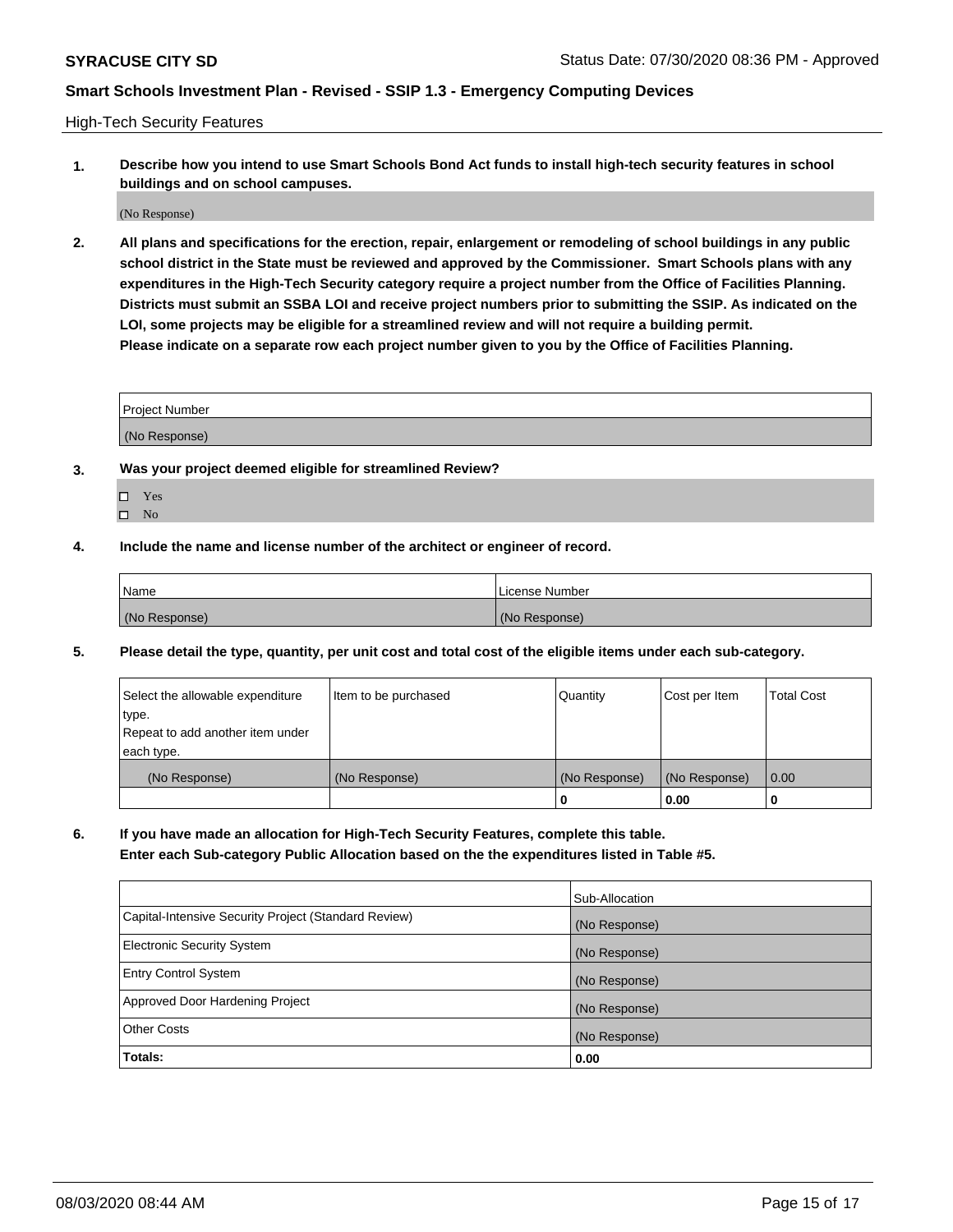High-Tech Security Features

**1. Describe how you intend to use Smart Schools Bond Act funds to install high-tech security features in school buildings and on school campuses.**

(No Response)

**2. All plans and specifications for the erection, repair, enlargement or remodeling of school buildings in any public school district in the State must be reviewed and approved by the Commissioner. Smart Schools plans with any expenditures in the High-Tech Security category require a project number from the Office of Facilities Planning. Districts must submit an SSBA LOI and receive project numbers prior to submitting the SSIP. As indicated on the LOI, some projects may be eligible for a streamlined review and will not require a building permit. Please indicate on a separate row each project number given to you by the Office of Facilities Planning.**

| Project Number |
| --- |
| (No Response) |

**3. Was your project deemed eligible for streamlined Review?**

- ☐ Yes
- ☐ No

**4. Include the name and license number of the architect or engineer of record.**

| Name | License Number |
| --- | --- |
| (No Response) | (No Response) |

**5. Please detail the type, quantity, per unit cost and total cost of the eligible items under each sub-category.**

| Select the allowable expenditure type. Repeat to add another item under each type. | Item to be purchased | Quantity | Cost per Item | Total Cost |
| --- | --- | --- | --- | --- |
| (No Response) | (No Response) | (No Response) | (No Response) | 0.00 |
| | | 0 | 0.00 | 0 |

**6. If you have made an allocation for High-Tech Security Features, complete this table. Enter each Sub-category Public Allocation based on the the expenditures listed in Table #5.**

| | Sub-Allocation |
| --- | --- |
| Capital-Intensive Security Project (Standard Review) | (No Response) |
| Electronic Security System | (No Response) |
| Entry Control System | (No Response) |
| Approved Door Hardening Project | (No Response) |
| Other Costs | (No Response) |
| **Totals:** | **0.00** |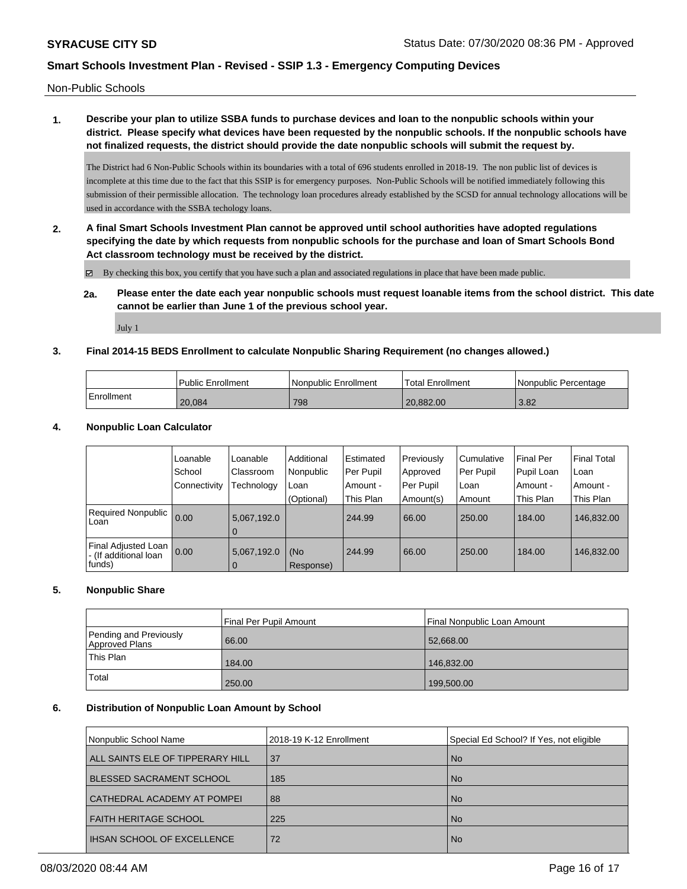Non-Public Schools

**1. Describe your plan to utilize SSBA funds to purchase devices and loan to the nonpublic schools within your district. Please specify what devices have been requested by the nonpublic schools. If the nonpublic schools have not finalized requests, the district should provide the date nonpublic schools will submit the request by.**

The District had 6 Non-Public Schools within its boundaries with a total of 696 students enrolled in 2018-19. The non public list of devices is incomplete at this time due to the fact that this SSIP is for emergency purposes. Non-Public Schools will be notified immediately following this submission of their permissible allocation. The technology loan procedures already established by the SCSD for annual technology allocations will be used in accordance with the SSBA techology loans.

**2. A final Smart Schools Investment Plan cannot be approved until school authorities have adopted regulations specifying the date by which requests from nonpublic schools for the purchase and loan of Smart Schools Bond Act classroom technology must be received by the district.**

☑ By checking this box, you certify that you have such a plan and associated regulations in place that have been made public.

**2a. Please enter the date each year nonpublic schools must request loanable items from the school district. This date cannot be earlier than June 1 of the previous school year.**

July 1

**3. Final 2014-15 BEDS Enrollment to calculate Nonpublic Sharing Requirement (no changes allowed.)**

| | Public Enrollment | Nonpublic Enrollment | Total Enrollment | Nonpublic Percentage |
|---|---|---|---|---|
| Enrollment | 20,084 | 798 | 20,882.00 | 3.82 |

**4. Nonpublic Loan Calculator**

| | Loanable School Connectivity | Loanable Classroom Technology | Additional Nonpublic Loan (Optional) | Estimated Per Pupil Amount - This Plan | Previously Approved Per Pupil Amount(s) | Cumulative Per Pupil Loan Amount | Final Per Pupil Loan Amount - This Plan | Final Total Loan Amount - This Plan |
|---|---|---|---|---|---|---|---|---|
| Required Nonpublic Loan | 0.00 | 5,067,192.00 | | 244.99 | 66.00 | 250.00 | 184.00 | 146,832.00 |
| Final Adjusted Loan - (If additional loan funds) | 0.00 | 5,067,192.00 | (No Response) | 244.99 | 66.00 | 250.00 | 184.00 | 146,832.00 |

**5. Nonpublic Share**

| | Final Per Pupil Amount | Final Nonpublic Loan Amount |
|---|---|---|
| Pending and Previously Approved Plans | 66.00 | 52,668.00 |
| This Plan | 184.00 | 146,832.00 |
| Total | 250.00 | 199,500.00 |

**6. Distribution of Nonpublic Loan Amount by School**

| Nonpublic School Name | 2018-19 K-12 Enrollment | Special Ed School? If Yes, not eligible |
|---|---|---|
| ALL SAINTS ELE OF TIPPERARY HILL | 37 | No |
| BLESSED SACRAMENT SCHOOL | 185 | No |
| CATHEDRAL ACADEMY AT POMPEI | 88 | No |
| FAITH HERITAGE SCHOOL | 225 | No |
| IHSAN SCHOOL OF EXCELLENCE | 72 | No |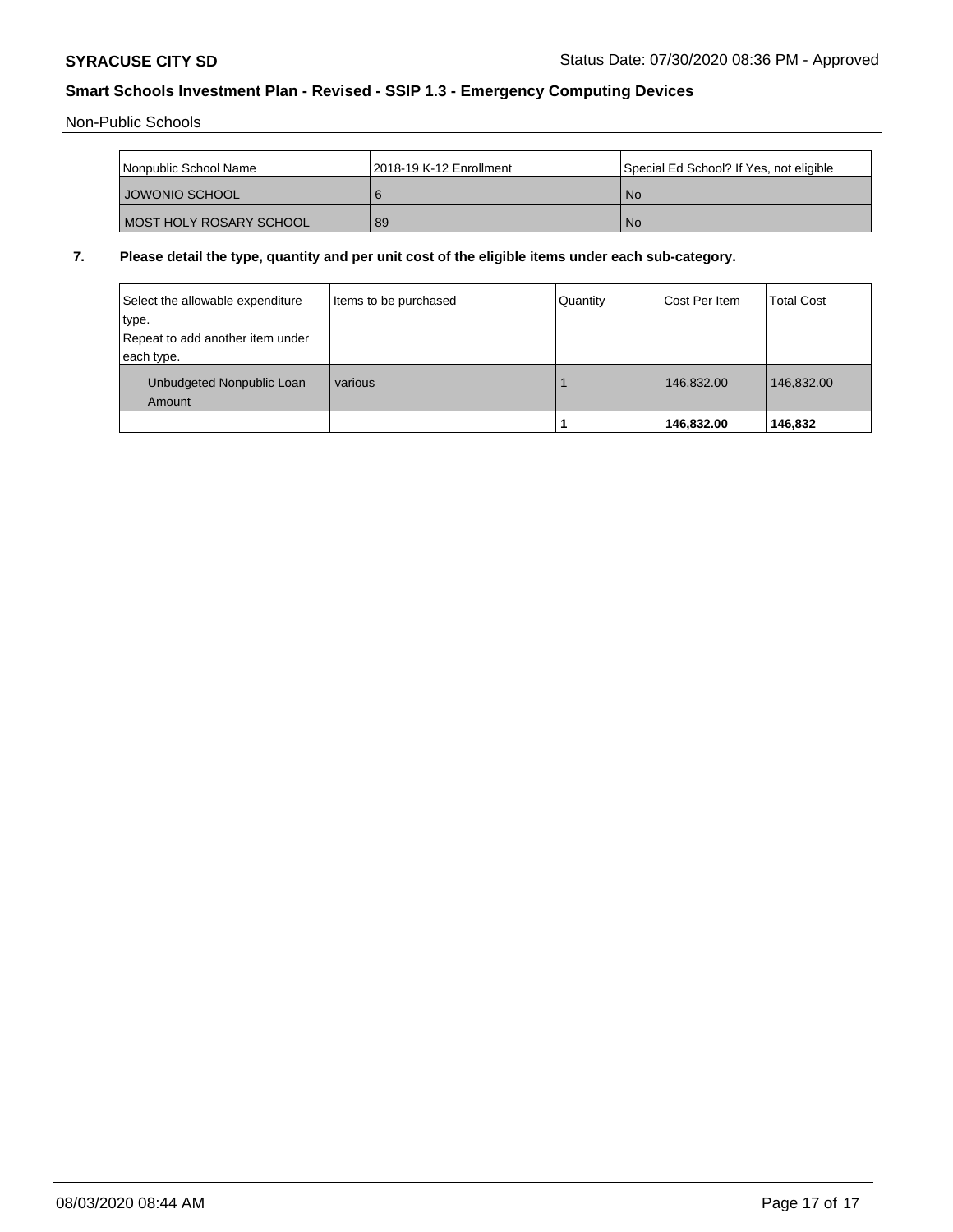Non-Public Schools

| Nonpublic School Name | 2018-19 K-12 Enrollment | Special Ed School? If Yes, not eligible |
|---|---|---|
| JOWONIO SCHOOL | 6 | No |
| MOST HOLY ROSARY SCHOOL | 89 | No |

**7. Please detail the type, quantity and per unit cost of the eligible items under each sub-category.**

| Select the allowable expenditure type. Repeat to add another item under each type. | Items to be purchased | Quantity | Cost Per Item | Total Cost |
|---|---|---|---|---|
| Unbudgeted Nonpublic Loan Amount | various | 1 | 146,832.00 | 146,832.00 |
| | | **1** | **146,832.00** | **146,832** |